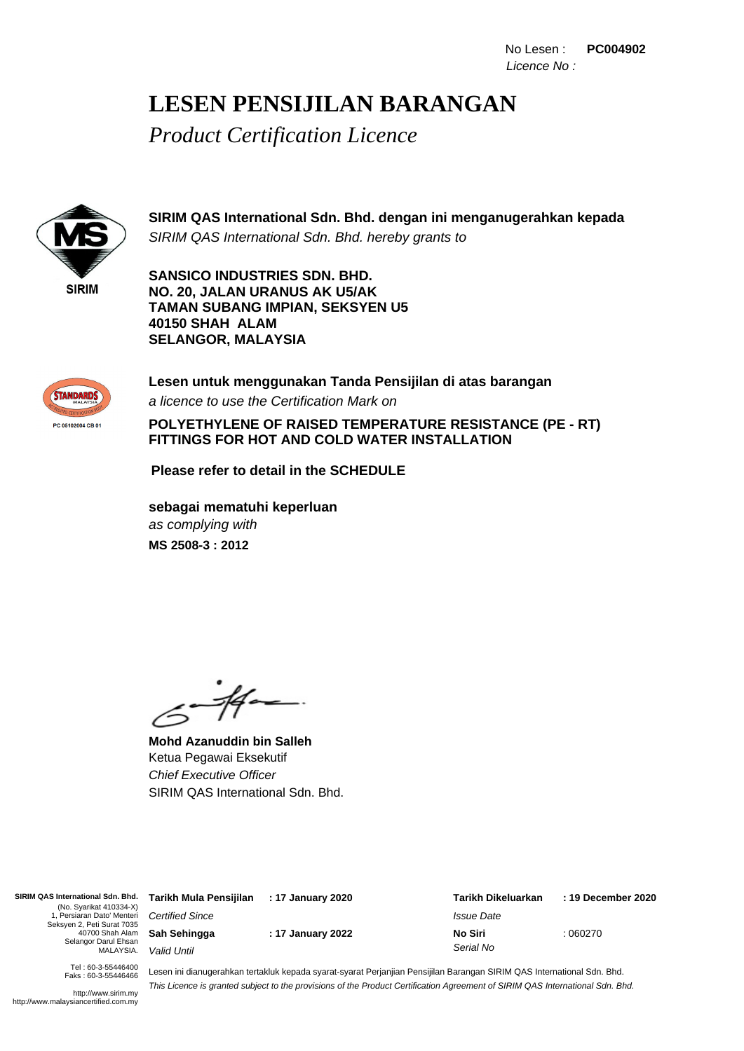No Lesen : **PC004902**
*Licence No :*

# LESEN PENSIJILAN BARANGAN

*Product Certification Licence*

SIRIM

**SIRIM QAS International Sdn. Bhd. dengan ini menganugerahkan kepada**
*SIRIM QAS International Sdn. Bhd. hereby grants to*

**SANSICO INDUSTRIES SDN. BHD.**
**NO. 20, JALAN URANUS AK U5/AK**
**TAMAN SUBANG IMPIAN, SEKSYEN U5**
**40150 SHAH ALAM**
**SELANGOR, MALAYSIA**

PC 05102004 CB 01

**Lesen untuk menggunakan Tanda Pensijilan di atas barangan**
*a licence to use the Certification Mark on*

**POLYETHYLENE OF RAISED TEMPERATURE RESISTANCE (PE - RT) FITTINGS FOR HOT AND COLD WATER INSTALLATION**

**Please refer to detail in the SCHEDULE**

**sebagai mematuhi keperluan**
*as complying with*
**MS 2508-3 : 2012**

**Mohd Azanuddin bin Salleh**
Ketua Pegawai Eksekutif
*Chief Executive Officer*
SIRIM QAS International Sdn. Bhd.

**SIRIM QAS International Sdn. Bhd.**
(No. Syarikat 410334-X)
1, Persiaran Dato' Menteri
Seksyen 2, Peti Surat 7035
40700 Shah Alam
Selangor Darul Ehsan
MALAYSIA.

Tel : 60-3-55446400
Faks : 60-3-55446466

http://www.sirim.my
http://www.malaysiancertified.com.my

**Tarikh Mula Pensijilan** *Certified Since* **: 17 January 2020**

**Sah Sehingga** *Valid Until* **: 17 January 2022**

**Tarikh Dikeluarkan** *Issue Date* **: 19 December 2020**

**No Siri** *Serial No* : 060270

Lesen ini dianugerahkan tertakluk kepada syarat-syarat Perjanjian Pensijilan Barangan SIRIM QAS International Sdn. Bhd.
*This Licence is granted subject to the provisions of the Product Certification Agreement of SIRIM QAS International Sdn. Bhd.*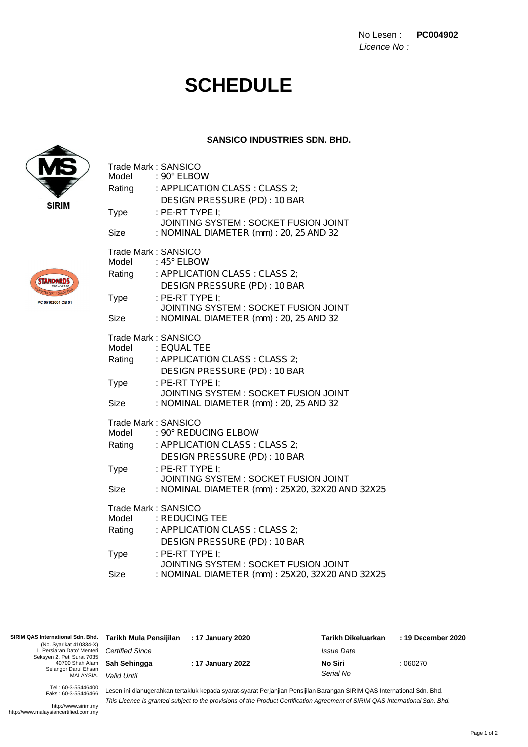No Lesen : **PC004902**
*Licence No :*

# SCHEDULE

### SANSICO INDUSTRIES SDN. BHD.

SIRIM

STANDARDS MALAYSIA
PC 05102004 CB 01

Trade Mark : SANSICO
Model : 90° ELBOW
Rating : APPLICATION CLASS : CLASS 2;
DESIGN PRESSURE (PD) : 10 BAR
Type : PE-RT TYPE I;
JOINTING SYSTEM : SOCKET FUSION JOINT
Size : NOMINAL DIAMETER (mm) : 20, 25 AND 32

Trade Mark : SANSICO
Model : 45° ELBOW
Rating : APPLICATION CLASS : CLASS 2;
DESIGN PRESSURE (PD) : 10 BAR
Type : PE-RT TYPE I;
JOINTING SYSTEM : SOCKET FUSION JOINT
Size : NOMINAL DIAMETER (mm) : 20, 25 AND 32

Trade Mark : SANSICO
Model : EQUAL TEE
Rating : APPLICATION CLASS : CLASS 2;
DESIGN PRESSURE (PD) : 10 BAR
Type : PE-RT TYPE I;
JOINTING SYSTEM : SOCKET FUSION JOINT
Size : NOMINAL DIAMETER (mm) : 20, 25 AND 32

Trade Mark : SANSICO
Model : 90° REDUCING ELBOW
Rating : APPLICATION CLASS : CLASS 2;
DESIGN PRESSURE (PD) : 10 BAR
Type : PE-RT TYPE I;
JOINTING SYSTEM : SOCKET FUSION JOINT
Size : NOMINAL DIAMETER (mm) : 25X20, 32X20 AND 32X25

Trade Mark : SANSICO
Model : REDUCING TEE
Rating : APPLICATION CLASS : CLASS 2;
DESIGN PRESSURE (PD) : 10 BAR
Type : PE-RT TYPE I;
JOINTING SYSTEM : SOCKET FUSION JOINT
Size : NOMINAL DIAMETER (mm) : 25X20, 32X20 AND 32X25

**SIRIM QAS International Sdn. Bhd.**
(No. Syarikat 410334-X)
1, Persiaran Dato' Menteri
Seksyen 2, Peti Surat 7035
40700 Shah Alam
Selangor Darul Ehsan
MALAYSIA.

Tel : 60-3-55446400
Faks : 60-3-55446466

http://www.sirim.my
http://www.malaysiancertified.com.my

| | | | |
|---|---|---|---|
| **Tarikh Mula Pensijilan** *Certified Since* | **: 17 January 2020** | **Tarikh Dikeluarkan** *Issue Date* | **: 19 December 2020** |
| **Sah Sehingga** *Valid Until* | **: 17 January 2022** | **No Siri** *Serial No* | : 060270 |

Lesen ini dianugerahkan tertakluk kepada syarat-syarat Perjanjian Pensijilan Barangan SIRIM QAS International Sdn. Bhd.
*This Licence is granted subject to the provisions of the Product Certification Agreement of SIRIM QAS International Sdn. Bhd.*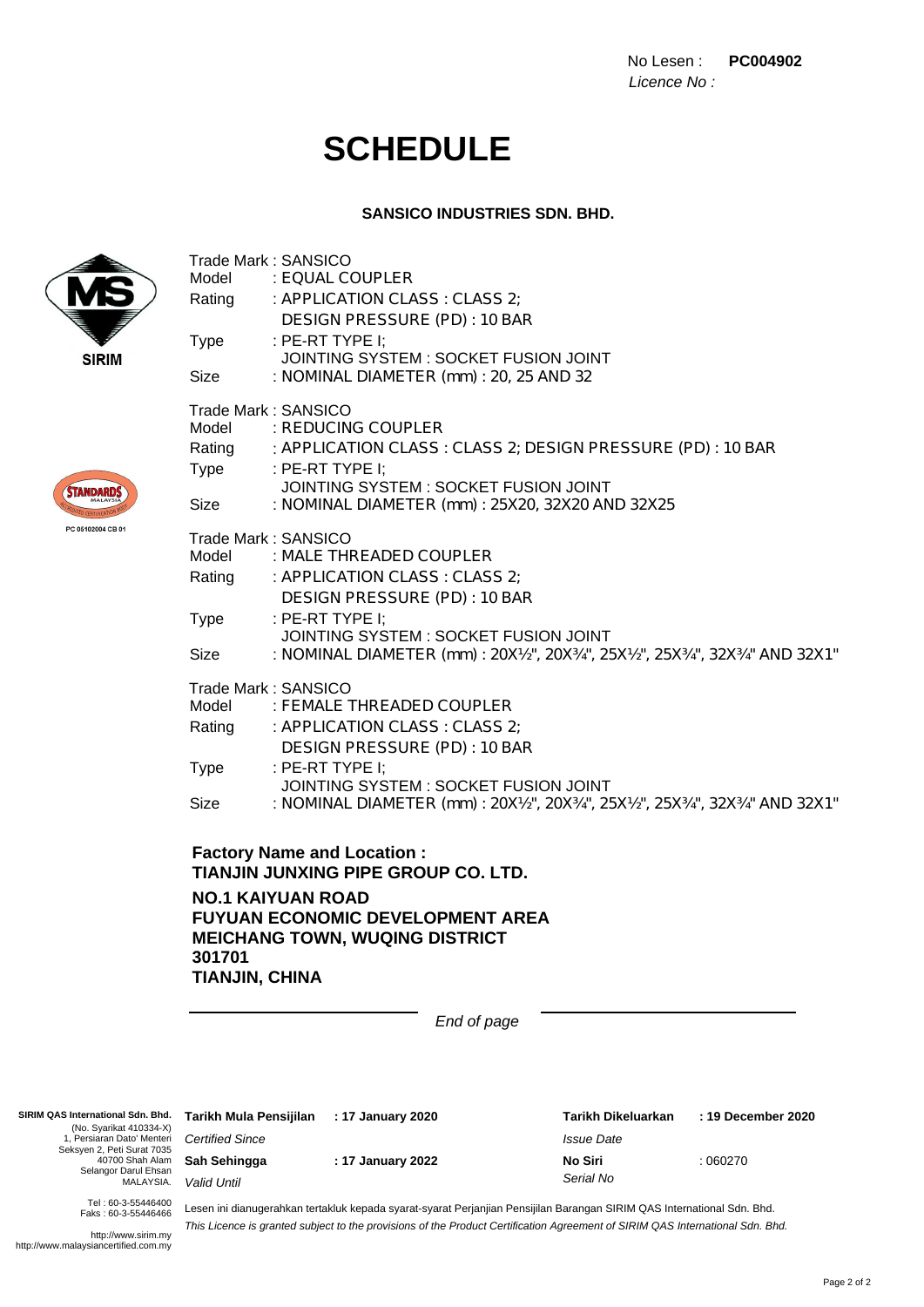No Lesen : **PC004902**
*Licence No :*

# SCHEDULE

**SANSICO INDUSTRIES SDN. BHD.**

SIRIM

PC 05102004 CB 01

Trade Mark : SANSICO
Model : EQUAL COUPLER
Rating : APPLICATION CLASS : CLASS 2;
DESIGN PRESSURE (PD) : 10 BAR
Type : PE-RT TYPE I;
JOINTING SYSTEM : SOCKET FUSION JOINT
Size : NOMINAL DIAMETER (mm) : 20, 25 AND 32

Trade Mark : SANSICO
Model : REDUCING COUPLER
Rating : APPLICATION CLASS : CLASS 2; DESIGN PRESSURE (PD) : 10 BAR
Type : PE-RT TYPE I;
JOINTING SYSTEM : SOCKET FUSION JOINT
Size : NOMINAL DIAMETER (mm) : 25X20, 32X20 AND 32X25

Trade Mark : SANSICO
Model : MALE THREADED COUPLER
Rating : APPLICATION CLASS : CLASS 2;
DESIGN PRESSURE (PD) : 10 BAR
Type : PE-RT TYPE I;
JOINTING SYSTEM : SOCKET FUSION JOINT
Size : NOMINAL DIAMETER (mm) : 20X½", 20X¾", 25X½", 25X¾", 32X¾" AND 32X1"

Trade Mark : SANSICO
Model : FEMALE THREADED COUPLER
Rating : APPLICATION CLASS : CLASS 2;
DESIGN PRESSURE (PD) : 10 BAR
Type : PE-RT TYPE I;
JOINTING SYSTEM : SOCKET FUSION JOINT
Size : NOMINAL DIAMETER (mm) : 20X½", 20X¾", 25X½", 25X¾", 32X¾" AND 32X1"

**Factory Name and Location :**
**TIANJIN JUNXING PIPE GROUP CO. LTD.**

**NO.1 KAIYUAN ROAD**
**FUYUAN ECONOMIC DEVELOPMENT AREA**
**MEICHANG TOWN, WUQING DISTRICT**
**301701**
**TIANJIN, CHINA**

*End of page*

**SIRIM QAS International Sdn. Bhd.**
(No. Syarikat 410334-X)
1, Persiaran Dato' Menteri
Seksyen 2, Peti Surat 7035
40700 Shah Alam
Selangor Darul Ehsan
MALAYSIA.

Tel : 60-3-55446400
Faks : 60-3-55446466

http://www.sirim.my
http://www.malaysiancertified.com.my

| | | | |
|---|---|---|---|
| **Tarikh Mula Pensijilan** *Certified Since* | **: 17 January 2020** | **Tarikh Dikeluarkan** *Issue Date* | **: 19 December 2020** |
| **Sah Sehingga** *Valid Until* | **: 17 January 2022** | **No Siri** *Serial No* | : 060270 |

Lesen ini dianugerahkan tertakluk kepada syarat-syarat Perjanjian Pensijilan Barangan SIRIM QAS International Sdn. Bhd.
*This Licence is granted subject to the provisions of the Product Certification Agreement of SIRIM QAS International Sdn. Bhd.*